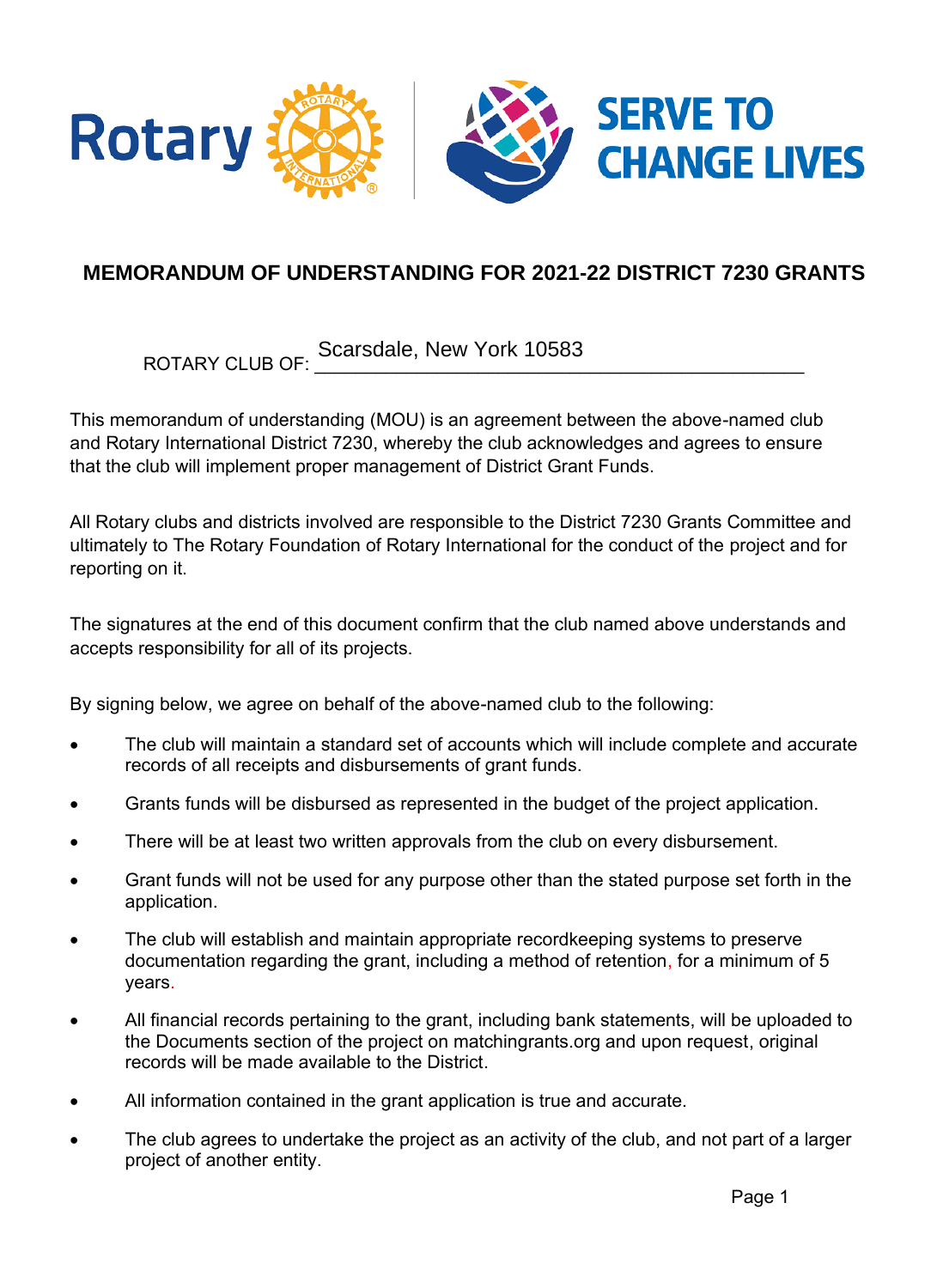Rotary | SERVE TO CHANGE LIVES

## MEMORANDUM OF UNDERSTANDING FOR 2021-22 DISTRICT 7230 GRANTS

ROTARY CLUB OF: Scarsdale, New York 10583

This memorandum of understanding (MOU) is an agreement between the above-named club and Rotary International District 7230, whereby the club acknowledges and agrees to ensure that the club will implement proper management of District Grant Funds.

All Rotary clubs and districts involved are responsible to the District 7230 Grants Committee and ultimately to The Rotary Foundation of Rotary International for the conduct of the project and for reporting on it.

The signatures at the end of this document confirm that the club named above understands and accepts responsibility for all of its projects.

By signing below, we agree on behalf of the above-named club to the following:

- The club will maintain a standard set of accounts which will include complete and accurate records of all receipts and disbursements of grant funds.
- Grants funds will be disbursed as represented in the budget of the project application.
- There will be at least two written approvals from the club on every disbursement.
- Grant funds will not be used for any purpose other than the stated purpose set forth in the application.
- The club will establish and maintain appropriate recordkeeping systems to preserve documentation regarding the grant, including a method of retention, for a minimum of 5 years.
- All financial records pertaining to the grant, including bank statements, will be uploaded to the Documents section of the project on matchingrants.org and upon request, original records will be made available to the District.
- All information contained in the grant application is true and accurate.
- The club agrees to undertake the project as an activity of the club, and not part of a larger project of another entity.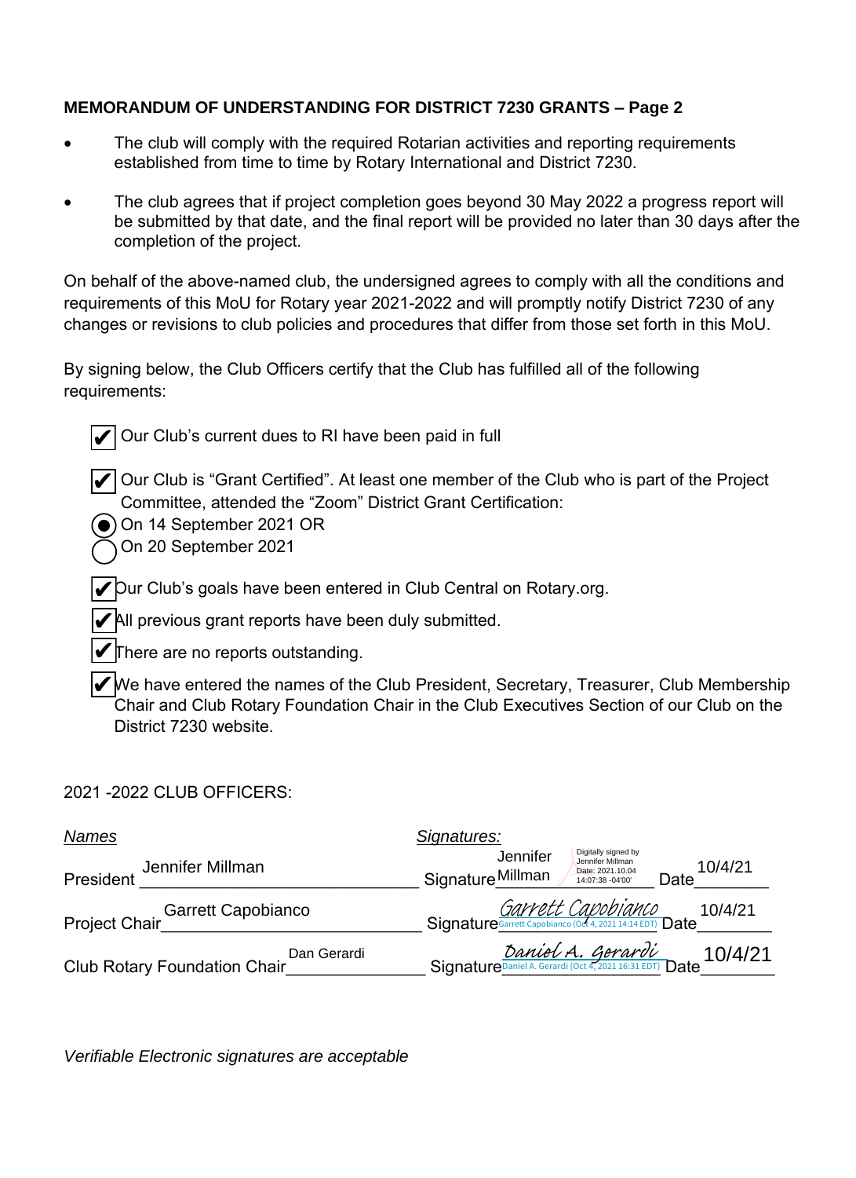**MEMORANDUM OF UNDERSTANDING FOR DISTRICT 7230 GRANTS – Page 2**

- The club will comply with the required Rotarian activities and reporting requirements established from time to time by Rotary International and District 7230.
- The club agrees that if project completion goes beyond 30 May 2022 a progress report will be submitted by that date, and the final report will be provided no later than 30 days after the completion of the project.

On behalf of the above-named club, the undersigned agrees to comply with all the conditions and requirements of this MoU for Rotary year 2021-2022 and will promptly notify District 7230 of any changes or revisions to club policies and procedures that differ from those set forth in this MoU.

By signing below, the Club Officers certify that the Club has fulfilled all of the following requirements:

- ☑ Our Club's current dues to RI have been paid in full
- ☑ Our Club is "Grant Certified". At least one member of the Club who is part of the Project Committee, attended the "Zoom" District Grant Certification:
  - ◉ On 14 September 2021 OR
  - ○ On 20 September 2021
- ☑ Our Club's goals have been entered in Club Central on Rotary.org.
- ☑ All previous grant reports have been duly submitted.
- ☑ There are no reports outstanding.
- ☑ We have entered the names of the Club President, Secretary, Treasurer, Club Membership Chair and Club Rotary Foundation Chair in the Club Executives Section of our Club on the District 7230 website.

2021 -2022 CLUB OFFICERS:

| *Names* | | *Signatures:* | Date |
|---|---|---|---|
| President | Jennifer Millman | Signature: Jennifer Millman (Digitally signed by Jennifer Millman Date: 2021.10.04 14:07:38 -04'00') | 10/4/21 |
| Project Chair | Garrett Capobianco | Signature: *Garrett Capobianco* (Garrett Capobianco (Oct 4, 2021 14:14 EDT)) | 10/4/21 |
| Club Rotary Foundation Chair | Dan Gerardi | Signature: *Daniel A. Gerardi* (Daniel A. Gerardi (Oct 4, 2021 16:31 EDT)) | 10/4/21 |

*Verifiable Electronic signatures are acceptable*